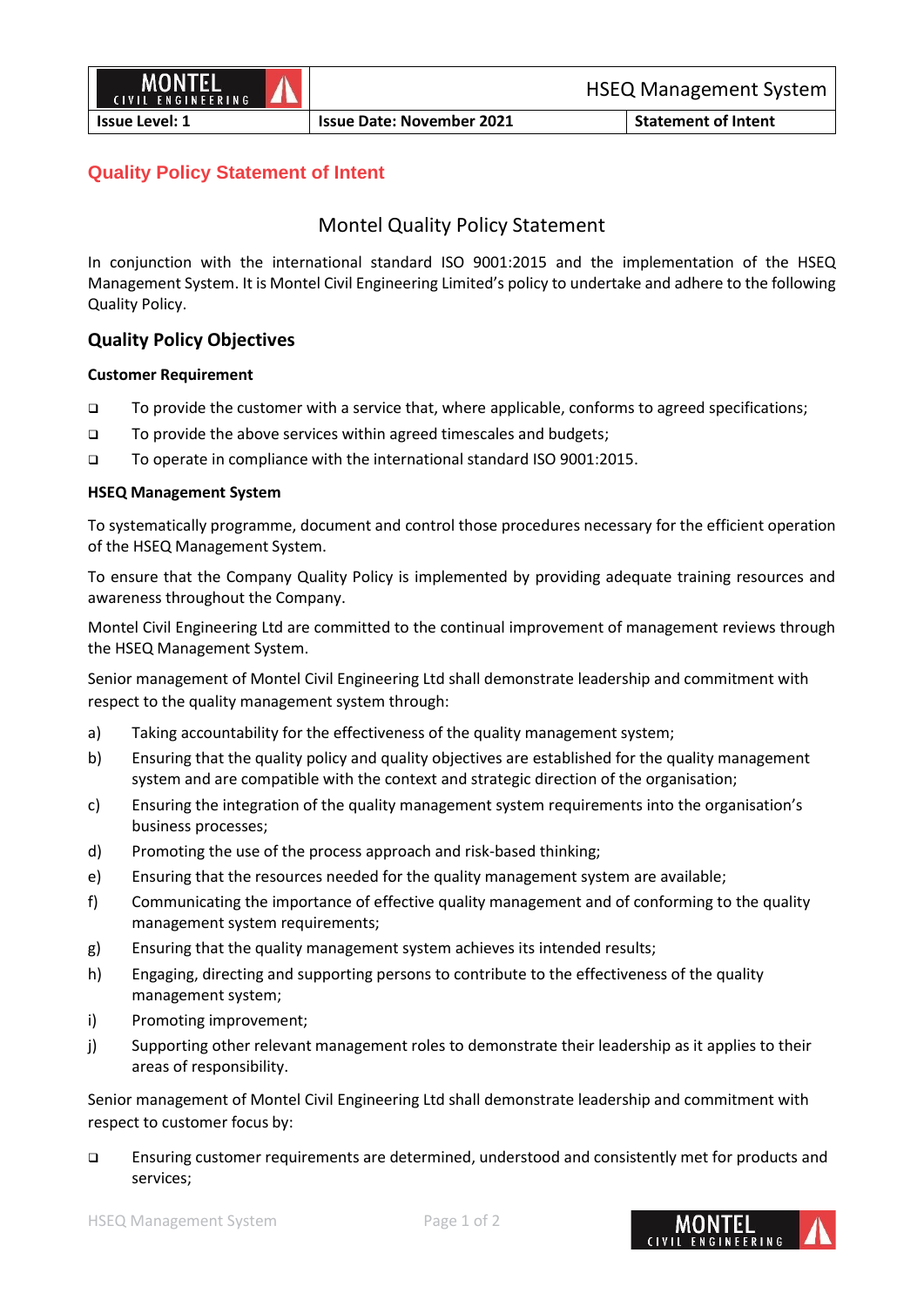## Quality Policy Statement of Intent

### Montel Quality Policy Statement

In conjunction with the international standard ISO 9001:2015 and the implementation of the HSEQ Management System. It is Montel Civil Engineering Limited's policy to undertake and adhere to the following Quality Policy.

## Quality Policy Objectives

**Customer Requirement**

- To provide the customer with a service that, where applicable, conforms to agreed specifications;
- To provide the above services within agreed timescales and budgets;
- To operate in compliance with the international standard ISO 9001:2015.

**HSEQ Management System**

To systematically programme, document and control those procedures necessary for the efficient operation of the HSEQ Management System.

To ensure that the Company Quality Policy is implemented by providing adequate training resources and awareness throughout the Company.

Montel Civil Engineering Ltd are committed to the continual improvement of management reviews through the HSEQ Management System.

Senior management of Montel Civil Engineering Ltd shall demonstrate leadership and commitment with respect to the quality management system through:

a) Taking accountability for the effectiveness of the quality management system;
b) Ensuring that the quality policy and quality objectives are established for the quality management system and are compatible with the context and strategic direction of the organisation;
c) Ensuring the integration of the quality management system requirements into the organisation's business processes;
d) Promoting the use of the process approach and risk-based thinking;
e) Ensuring that the resources needed for the quality management system are available;
f) Communicating the importance of effective quality management and of conforming to the quality management system requirements;
g) Ensuring that the quality management system achieves its intended results;
h) Engaging, directing and supporting persons to contribute to the effectiveness of the quality management system;
i) Promoting improvement;
j) Supporting other relevant management roles to demonstrate their leadership as it applies to their areas of responsibility.

Senior management of Montel Civil Engineering Ltd shall demonstrate leadership and commitment with respect to customer focus by:

- Ensuring customer requirements are determined, understood and consistently met for products and services;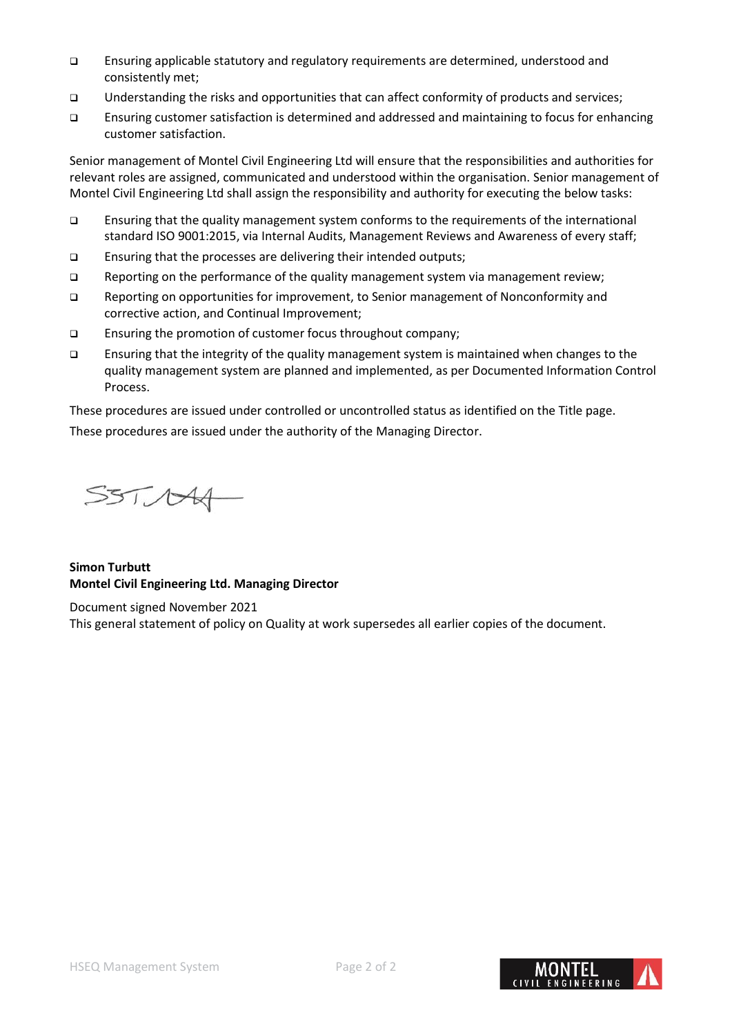- Ensuring applicable statutory and regulatory requirements are determined, understood and consistently met;
- Understanding the risks and opportunities that can affect conformity of products and services;
- Ensuring customer satisfaction is determined and addressed and maintaining to focus for enhancing customer satisfaction.

Senior management of Montel Civil Engineering Ltd will ensure that the responsibilities and authorities for relevant roles are assigned, communicated and understood within the organisation. Senior management of Montel Civil Engineering Ltd shall assign the responsibility and authority for executing the below tasks:

- Ensuring that the quality management system conforms to the requirements of the international standard ISO 9001:2015, via Internal Audits, Management Reviews and Awareness of every staff;
- Ensuring that the processes are delivering their intended outputs;
- Reporting on the performance of the quality management system via management review;
- Reporting on opportunities for improvement, to Senior management of Nonconformity and corrective action, and Continual Improvement;
- Ensuring the promotion of customer focus throughout company;
- Ensuring that the integrity of the quality management system is maintained when changes to the quality management system are planned and implemented, as per Documented Information Control Process.

These procedures are issued under controlled or uncontrolled status as identified on the Title page.

These procedures are issued under the authority of the Managing Director.

**Simon Turbutt**
**Montel Civil Engineering Ltd. Managing Director**

Document signed November 2021
This general statement of policy on Quality at work supersedes all earlier copies of the document.